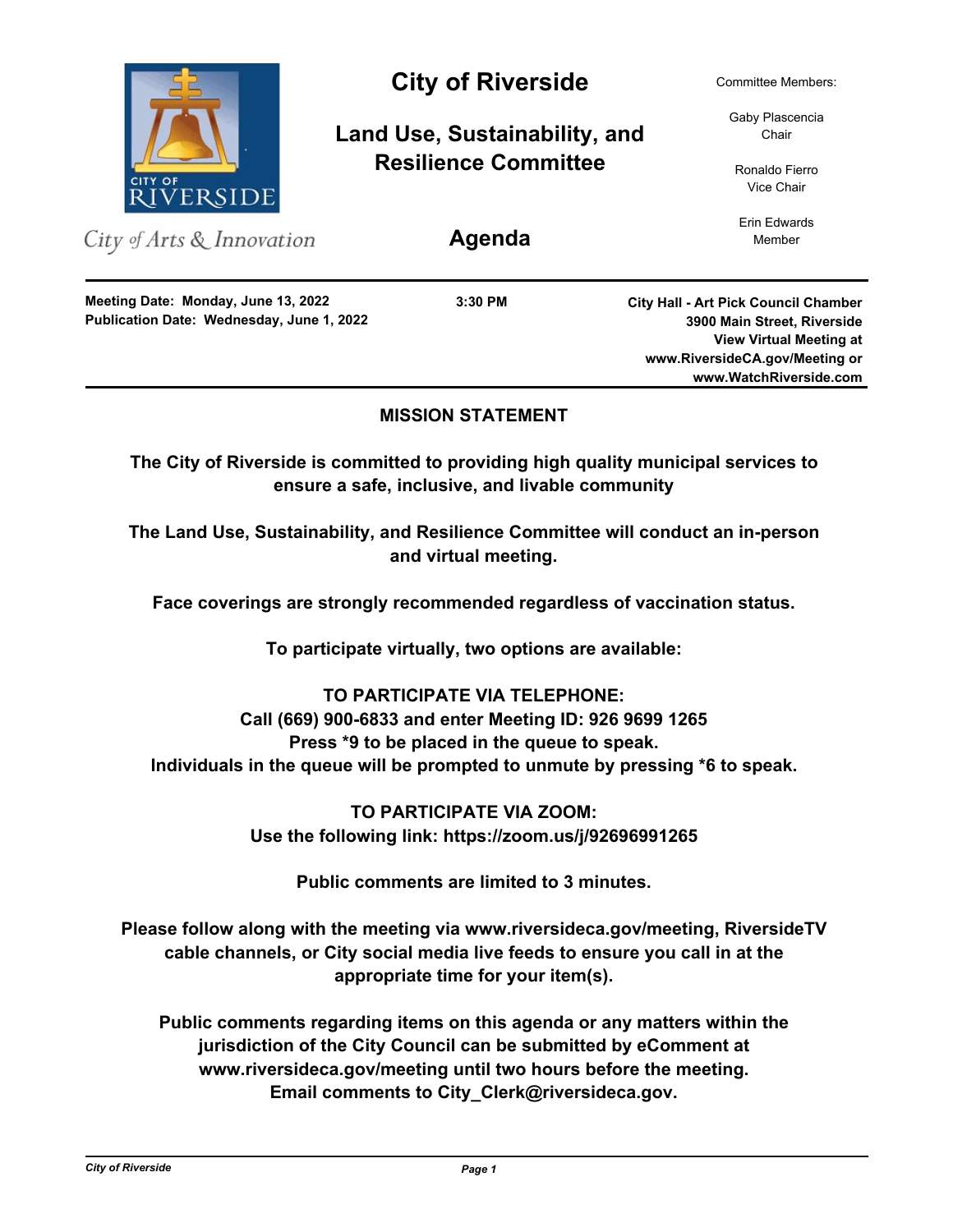# City of Riverside

## Land Use, Sustainability, and Resilience Committee

City of Arts & Innovation

## Agenda

Committee Members:

Gaby Plascencia
Chair

Ronaldo Fierro
Vice Chair

Erin Edwards
Member

**Meeting Date: Monday, June 13, 2022**
**Publication Date: Wednesday, June 1, 2022**

**3:30 PM**

**City Hall - Art Pick Council Chamber**
**3900 Main Street, Riverside**
**View Virtual Meeting at**
**www.RiversideCA.gov/Meeting or**
**www.WatchRiverside.com**

---

**MISSION STATEMENT**

**The City of Riverside is committed to providing high quality municipal services to ensure a safe, inclusive, and livable community**

**The Land Use, Sustainability, and Resilience Committee will conduct an in-person and virtual meeting.**

**Face coverings are strongly recommended regardless of vaccination status.**

**To participate virtually, two options are available:**

**TO PARTICIPATE VIA TELEPHONE:**
**Call (669) 900-6833 and enter Meeting ID: 926 9699 1265**
**Press *9 to be placed in the queue to speak.**
**Individuals in the queue will be prompted to unmute by pressing *6 to speak.**

**TO PARTICIPATE VIA ZOOM:**
**Use the following link: https://zoom.us/j/92696991265**

**Public comments are limited to 3 minutes.**

**Please follow along with the meeting via www.riversideca.gov/meeting, RiversideTV cable channels, or City social media live feeds to ensure you call in at the appropriate time for your item(s).**

**Public comments regarding items on this agenda or any matters within the jurisdiction of the City Council can be submitted by eComment at www.riversideca.gov/meeting until two hours before the meeting. Email comments to City_Clerk@riversideca.gov.**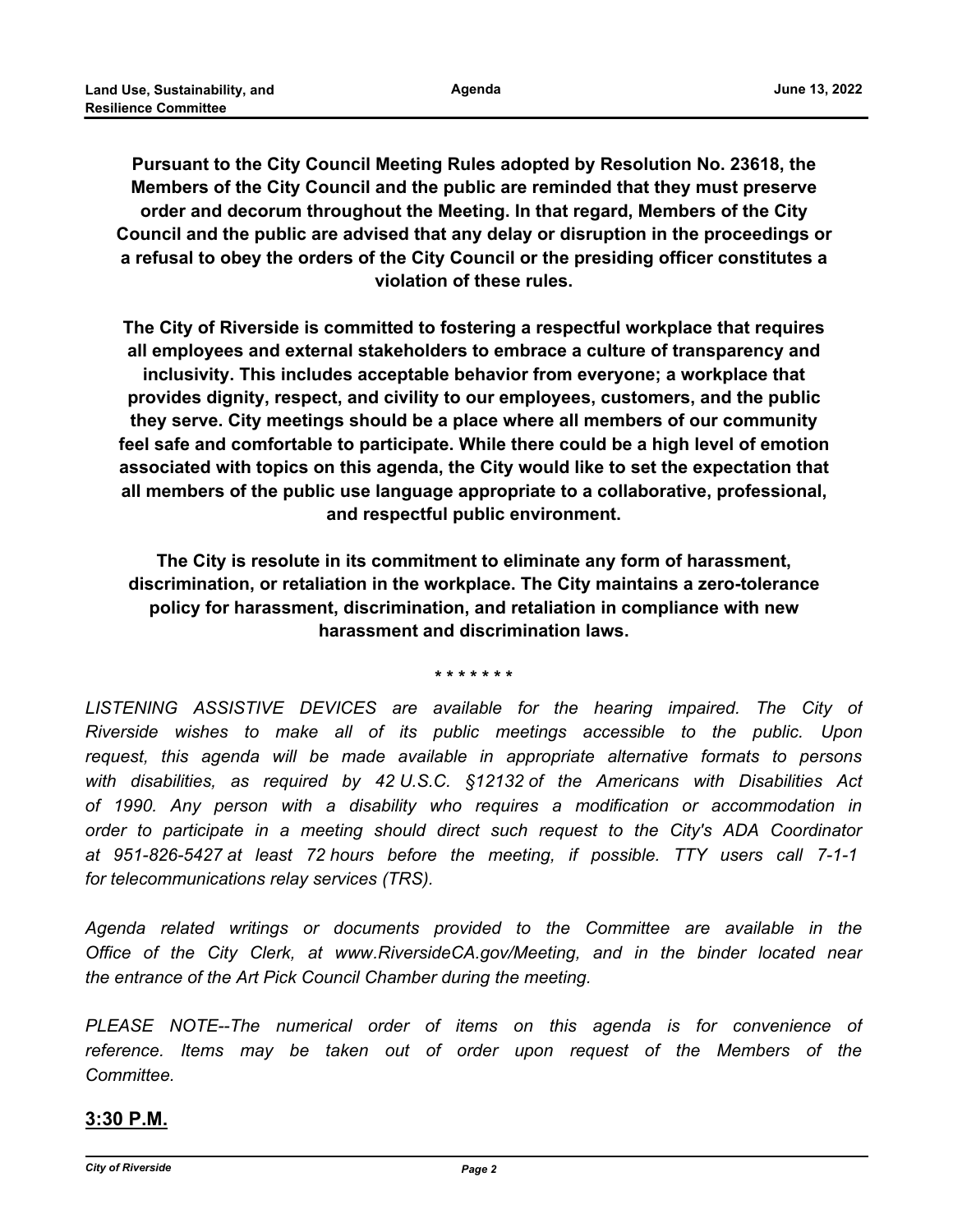**Pursuant to the City Council Meeting Rules adopted by Resolution No. 23618, the Members of the City Council and the public are reminded that they must preserve order and decorum throughout the Meeting. In that regard, Members of the City Council and the public are advised that any delay or disruption in the proceedings or a refusal to obey the orders of the City Council or the presiding officer constitutes a violation of these rules.**

**The City of Riverside is committed to fostering a respectful workplace that requires all employees and external stakeholders to embrace a culture of transparency and inclusivity. This includes acceptable behavior from everyone; a workplace that provides dignity, respect, and civility to our employees, customers, and the public they serve. City meetings should be a place where all members of our community feel safe and comfortable to participate. While there could be a high level of emotion associated with topics on this agenda, the City would like to set the expectation that all members of the public use language appropriate to a collaborative, professional, and respectful public environment.**

**The City is resolute in its commitment to eliminate any form of harassment, discrimination, or retaliation in the workplace. The City maintains a zero-tolerance policy for harassment, discrimination, and retaliation in compliance with new harassment and discrimination laws.**

\* \* \* \* \* \* \*

*LISTENING ASSISTIVE DEVICES are available for the hearing impaired. The City of Riverside wishes to make all of its public meetings accessible to the public. Upon request, this agenda will be made available in appropriate alternative formats to persons with disabilities, as required by 42 U.S.C. §12132 of the Americans with Disabilities Act of 1990. Any person with a disability who requires a modification or accommodation in order to participate in a meeting should direct such request to the City's ADA Coordinator at 951-826-5427 at least 72 hours before the meeting, if possible. TTY users call 7-1-1 for telecommunications relay services (TRS).*

*Agenda related writings or documents provided to the Committee are available in the Office of the City Clerk, at www.RiversideCA.gov/Meeting, and in the binder located near the entrance of the Art Pick Council Chamber during the meeting.*

*PLEASE NOTE--The numerical order of items on this agenda is for convenience of reference. Items may be taken out of order upon request of the Members of the Committee.*

## 3:30 P.M.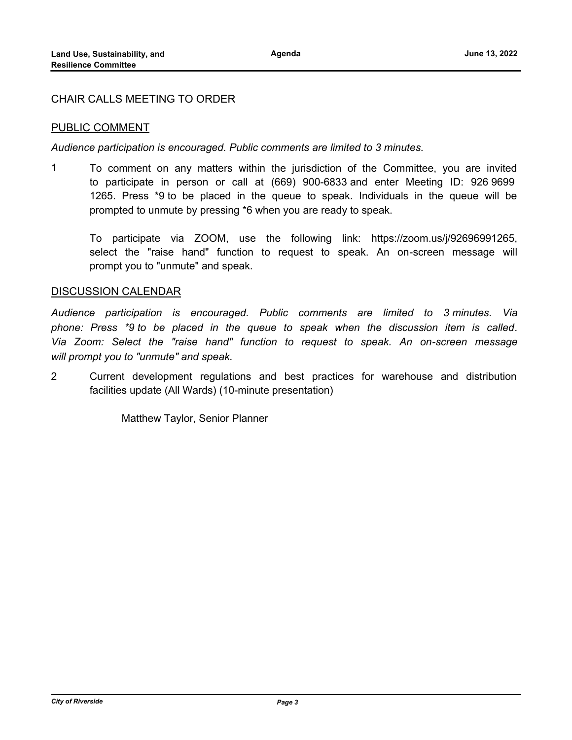CHAIR CALLS MEETING TO ORDER

## PUBLIC COMMENT

*Audience participation is encouraged. Public comments are limited to 3 minutes.*

1 To comment on any matters within the jurisdiction of the Committee, you are invited to participate in person or call at (669) 900-6833 and enter Meeting ID: 926 9699 1265. Press *9 to be placed in the queue to speak. Individuals in the queue will be prompted to unmute by pressing *6 when you are ready to speak.

To participate via ZOOM, use the following link: https://zoom.us/j/92696991265, select the "raise hand" function to request to speak. An on-screen message will prompt you to "unmute" and speak.

## DISCUSSION CALENDAR

*Audience participation is encouraged. Public comments are limited to 3 minutes. Via phone: Press *9 to be placed in the queue to speak when the discussion item is called. Via Zoom: Select the "raise hand" function to request to speak. An on-screen message will prompt you to "unmute" and speak.*

2 Current development regulations and best practices for warehouse and distribution facilities update (All Wards) (10-minute presentation)

Matthew Taylor, Senior Planner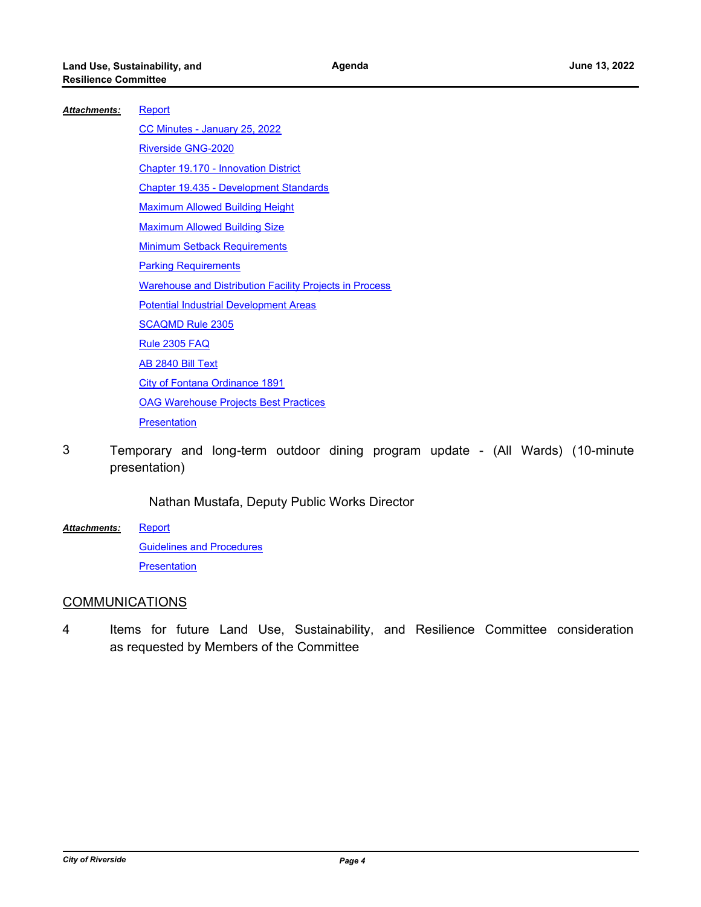***Attachments:*** Report

CC Minutes - January 25, 2022

Riverside GNG-2020

Chapter 19.170 - Innovation District

Chapter 19.435 - Development Standards

Maximum Allowed Building Height

Maximum Allowed Building Size

Minimum Setback Requirements

Parking Requirements

Warehouse and Distribution Facility Projects in Process

Potential Industrial Development Areas

SCAQMD Rule 2305

Rule 2305 FAQ

AB 2840 Bill Text

City of Fontana Ordinance 1891

OAG Warehouse Projects Best Practices

Presentation

3 Temporary and long-term outdoor dining program update - (All Wards) (10-minute presentation)

Nathan Mustafa, Deputy Public Works Director

***Attachments:*** Report

Guidelines and Procedures

Presentation

## COMMUNICATIONS

4 Items for future Land Use, Sustainability, and Resilience Committee consideration as requested by Members of the Committee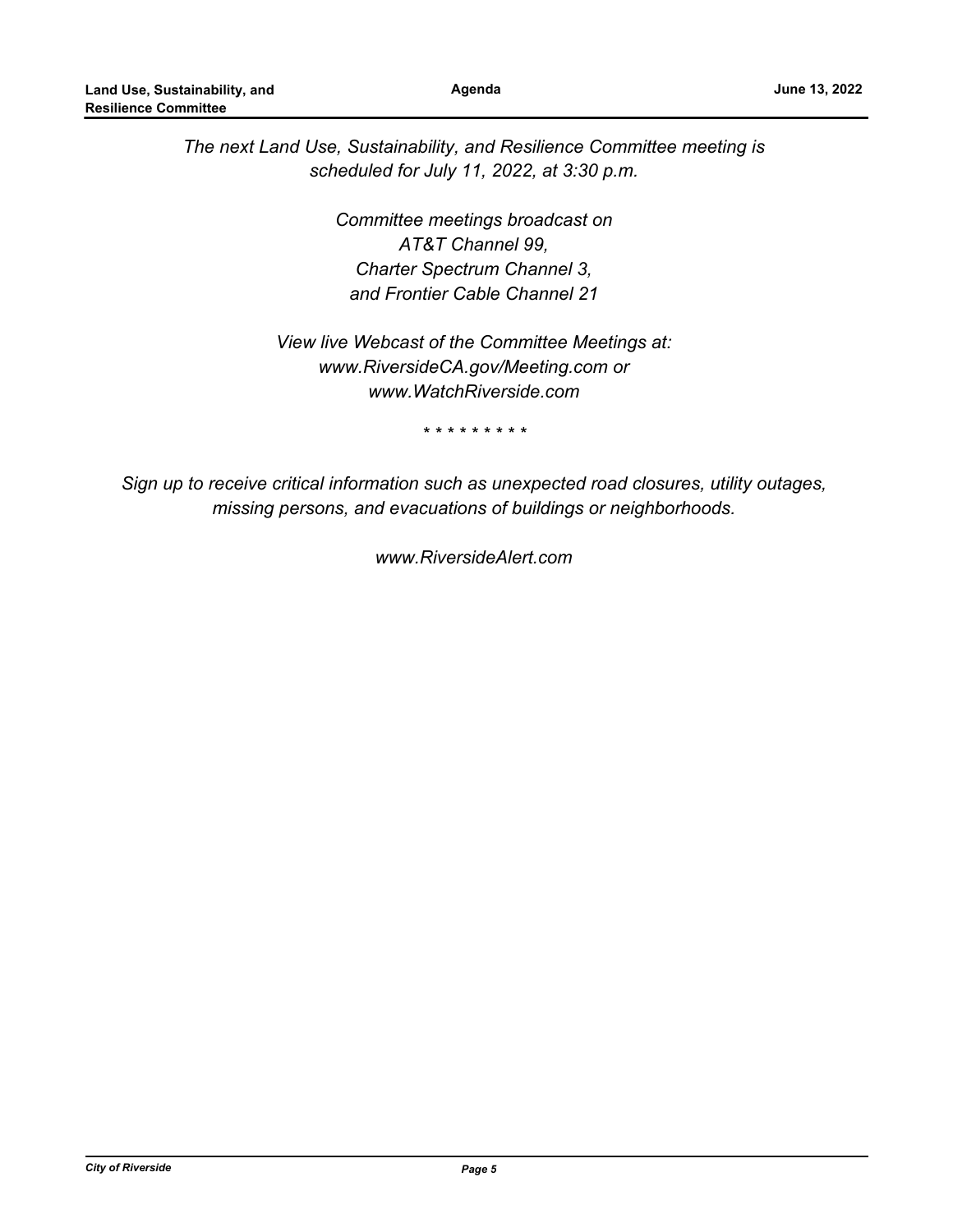*The next Land Use, Sustainability, and Resilience Committee meeting is scheduled for July 11, 2022, at 3:30 p.m.*

*Committee meetings broadcast on*
*AT&T Channel 99,*
*Charter Spectrum Channel 3,*
*and Frontier Cable Channel 21*

*View live Webcast of the Committee Meetings at:*
*www.RiversideCA.gov/Meeting.com or*
*www.WatchRiverside.com*

*\* \* \* \* \* \* \* \* \**

*Sign up to receive critical information such as unexpected road closures, utility outages, missing persons, and evacuations of buildings or neighborhoods.*

*www.RiversideAlert.com*